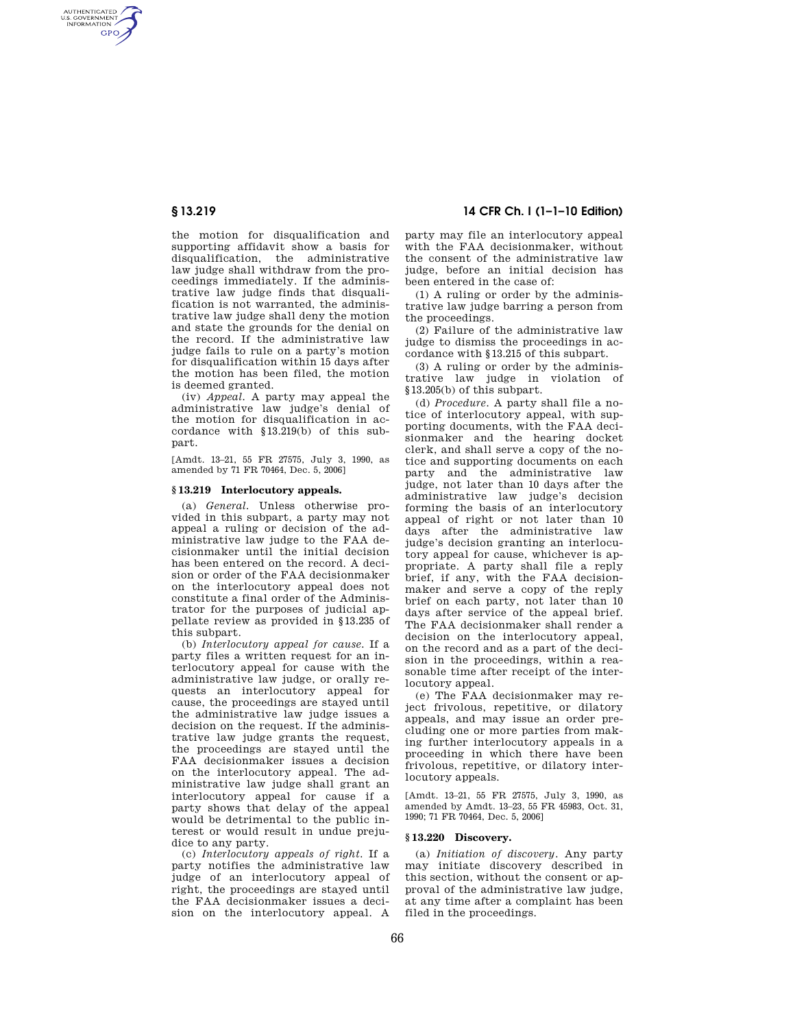the motion for disqualification and supporting affidavit show a basis for disqualification, the administrative law judge shall withdraw from the proceedings immediately. If the administrative law judge finds that disqualification is not warranted, the administrative law judge shall deny the motion and state the grounds for the denial on the record. If the administrative law judge fails to rule on a party's motion for disqualification within 15 days after the motion has been filed, the motion is deemed granted.

(iv) *Appeal.* A party may appeal the administrative law judge's denial of the motion for disqualification in accordance with §13.219(b) of this subpart.

[Amdt. 13–21, 55 FR 27575, July 3, 1990, as amended by 71 FR 70464, Dec. 5, 2006]

### § 13.219 Interlocutory appeals.

(a) *General.* Unless otherwise provided in this subpart, a party may not appeal a ruling or decision of the administrative law judge to the FAA decisionmaker until the initial decision has been entered on the record. A decision or order of the FAA decisionmaker on the interlocutory appeal does not constitute a final order of the Administrator for the purposes of judicial appellate review as provided in §13.235 of this subpart.

(b) *Interlocutory appeal for cause.* If a party files a written request for an interlocutory appeal for cause with the administrative law judge, or orally requests an interlocutory appeal for cause, the proceedings are stayed until the administrative law judge issues a decision on the request. If the administrative law judge grants the request, the proceedings are stayed until the FAA decisionmaker issues a decision on the interlocutory appeal. The administrative law judge shall grant an interlocutory appeal for cause if a party shows that delay of the appeal would be detrimental to the public interest or would result in undue prejudice to any party.

(c) *Interlocutory appeals of right.* If a party notifies the administrative law judge of an interlocutory appeal of right, the proceedings are stayed until the FAA decisionmaker issues a decision on the interlocutory appeal. A party may file an interlocutory appeal with the FAA decisionmaker, without the consent of the administrative law judge, before an initial decision has been entered in the case of:

(1) A ruling or order by the administrative law judge barring a person from the proceedings.

(2) Failure of the administrative law judge to dismiss the proceedings in accordance with §13.215 of this subpart.

(3) A ruling or order by the administrative law judge in violation of §13.205(b) of this subpart.

(d) *Procedure.* A party shall file a notice of interlocutory appeal, with supporting documents, with the FAA decisionmaker and the hearing docket clerk, and shall serve a copy of the notice and supporting documents on each party and the administrative law judge, not later than 10 days after the administrative law judge's decision forming the basis of an interlocutory appeal of right or not later than 10 days after the administrative law judge's decision granting an interlocutory appeal for cause, whichever is appropriate. A party shall file a reply brief, if any, with the FAA decisionmaker and serve a copy of the reply brief on each party, not later than 10 days after service of the appeal brief. The FAA decisionmaker shall render a decision on the interlocutory appeal, on the record and as a part of the decision in the proceedings, within a reasonable time after receipt of the interlocutory appeal.

(e) The FAA decisionmaker may reject frivolous, repetitive, or dilatory appeals, and may issue an order precluding one or more parties from making further interlocutory appeals in a proceeding in which there have been frivolous, repetitive, or dilatory interlocutory appeals.

[Amdt. 13–21, 55 FR 27575, July 3, 1990, as amended by Amdt. 13–23, 55 FR 45983, Oct. 31, 1990; 71 FR 70464, Dec. 5, 2006]

### § 13.220 Discovery.

(a) *Initiation of discovery.* Any party may initiate discovery described in this section, without the consent or approval of the administrative law judge, at any time after a complaint has been filed in the proceedings.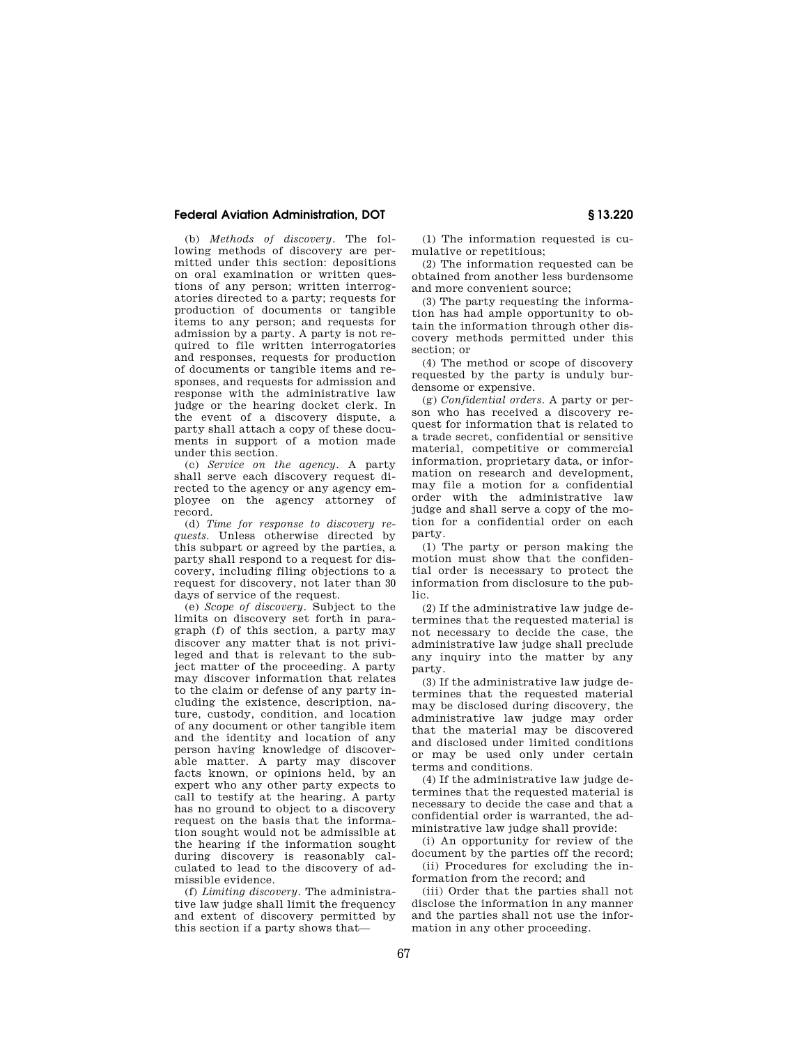(b) *Methods of discovery.* The following methods of discovery are permitted under this section: depositions on oral examination or written questions of any person; written interrogatories directed to a party; requests for production of documents or tangible items to any person; and requests for admission by a party. A party is not required to file written interrogatories and responses, requests for production of documents or tangible items and responses, and requests for admission and response with the administrative law judge or the hearing docket clerk. In the event of a discovery dispute, a party shall attach a copy of these documents in support of a motion made under this section.

(c) *Service on the agency.* A party shall serve each discovery request directed to the agency or any agency employee on the agency attorney of record.

(d) *Time for response to discovery requests.* Unless otherwise directed by this subpart or agreed by the parties, a party shall respond to a request for discovery, including filing objections to a request for discovery, not later than 30 days of service of the request.

(e) *Scope of discovery.* Subject to the limits on discovery set forth in paragraph (f) of this section, a party may discover any matter that is not privileged and that is relevant to the subject matter of the proceeding. A party may discover information that relates to the claim or defense of any party including the existence, description, nature, custody, condition, and location of any document or other tangible item and the identity and location of any person having knowledge of discoverable matter. A party may discover facts known, or opinions held, by an expert who any other party expects to call to testify at the hearing. A party has no ground to object to a discovery request on the basis that the information sought would not be admissible at the hearing if the information sought during discovery is reasonably calculated to lead to the discovery of admissible evidence.

(f) *Limiting discovery.* The administrative law judge shall limit the frequency and extent of discovery permitted by this section if a party shows that—

(1) The information requested is cumulative or repetitious;

(2) The information requested can be obtained from another less burdensome and more convenient source;

(3) The party requesting the information has had ample opportunity to obtain the information through other discovery methods permitted under this section; or

(4) The method or scope of discovery requested by the party is unduly burdensome or expensive.

(g) *Confidential orders.* A party or person who has received a discovery request for information that is related to a trade secret, confidential or sensitive material, competitive or commercial information, proprietary data, or information on research and development, may file a motion for a confidential order with the administrative law judge and shall serve a copy of the motion for a confidential order on each party.

(1) The party or person making the motion must show that the confidential order is necessary to protect the information from disclosure to the public.

(2) If the administrative law judge determines that the requested material is not necessary to decide the case, the administrative law judge shall preclude any inquiry into the matter by any party.

(3) If the administrative law judge determines that the requested material may be disclosed during discovery, the administrative law judge may order that the material may be discovered and disclosed under limited conditions or may be used only under certain terms and conditions.

(4) If the administrative law judge determines that the requested material is necessary to decide the case and that a confidential order is warranted, the administrative law judge shall provide:

(i) An opportunity for review of the document by the parties off the record;

(ii) Procedures for excluding the information from the record; and

(iii) Order that the parties shall not disclose the information in any manner and the parties shall not use the information in any other proceeding.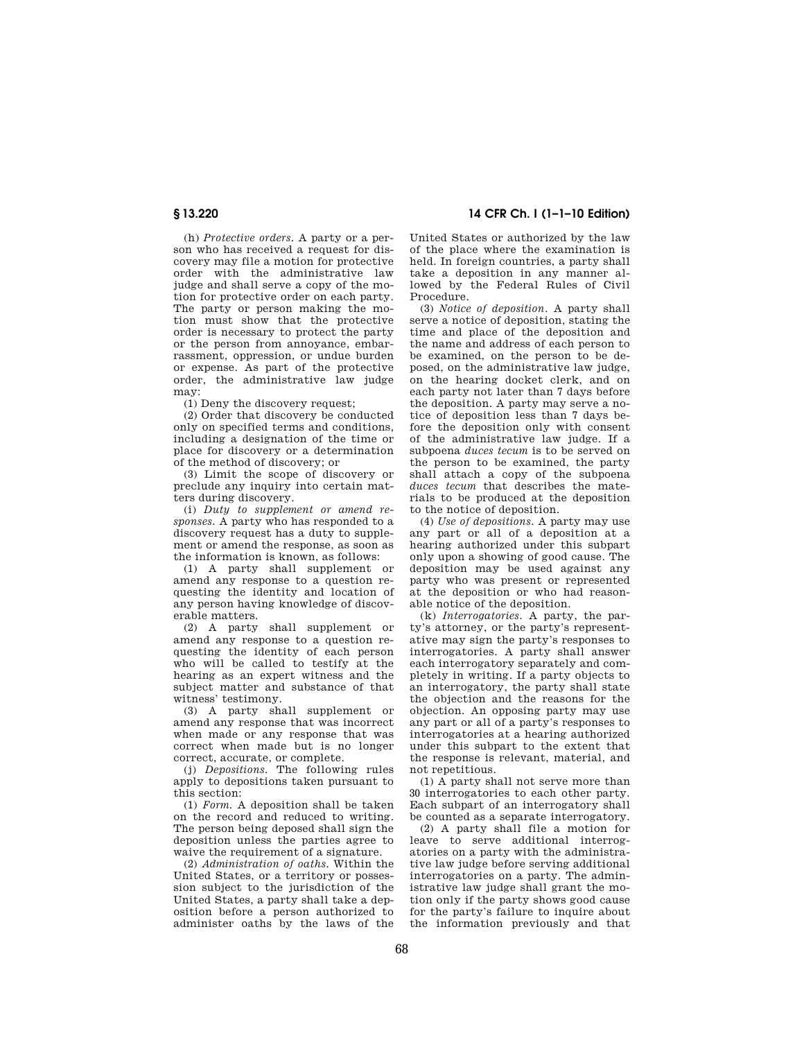(h) *Protective orders.* A party or a person who has received a request for discovery may file a motion for protective order with the administrative law judge and shall serve a copy of the motion for protective order on each party. The party or person making the motion must show that the protective order is necessary to protect the party or the person from annoyance, embarrassment, oppression, or undue burden or expense. As part of the protective order, the administrative law judge may:

(1) Deny the discovery request;

(2) Order that discovery be conducted only on specified terms and conditions, including a designation of the time or place for discovery or a determination of the method of discovery; or

(3) Limit the scope of discovery or preclude any inquiry into certain matters during discovery.

(i) *Duty to supplement or amend responses.* A party who has responded to a discovery request has a duty to supplement or amend the response, as soon as the information is known, as follows:

(1) A party shall supplement or amend any response to a question requesting the identity and location of any person having knowledge of discoverable matters.

(2) A party shall supplement or amend any response to a question requesting the identity of each person who will be called to testify at the hearing as an expert witness and the subject matter and substance of that witness' testimony.

(3) A party shall supplement or amend any response that was incorrect when made or any response that was correct when made but is no longer correct, accurate, or complete.

(j) *Depositions.* The following rules apply to depositions taken pursuant to this section:

(1) *Form.* A deposition shall be taken on the record and reduced to writing. The person being deposed shall sign the deposition unless the parties agree to waive the requirement of a signature.

(2) *Administration of oaths.* Within the United States, or a territory or possession subject to the jurisdiction of the United States, a party shall take a deposition before a person authorized to administer oaths by the laws of the United States or authorized by the law of the place where the examination is held. In foreign countries, a party shall take a deposition in any manner allowed by the Federal Rules of Civil Procedure.

(3) *Notice of deposition.* A party shall serve a notice of deposition, stating the time and place of the deposition and the name and address of each person to be examined, on the person to be deposed, on the administrative law judge, on the hearing docket clerk, and on each party not later than 7 days before the deposition. A party may serve a notice of deposition less than 7 days before the deposition only with consent of the administrative law judge. If a subpoena *duces tecum* is to be served on the person to be examined, the party shall attach a copy of the subpoena *duces tecum* that describes the materials to be produced at the deposition to the notice of deposition.

(4) *Use of depositions.* A party may use any part or all of a deposition at a hearing authorized under this subpart only upon a showing of good cause. The deposition may be used against any party who was present or represented at the deposition or who had reasonable notice of the deposition.

(k) *Interrogatories.* A party, the party's attorney, or the party's representative may sign the party's responses to interrogatories. A party shall answer each interrogatory separately and completely in writing. If a party objects to an interrogatory, the party shall state the objection and the reasons for the objection. An opposing party may use any part or all of a party's responses to interrogatories at a hearing authorized under this subpart to the extent that the response is relevant, material, and not repetitious.

(1) A party shall not serve more than 30 interrogatories to each other party. Each subpart of an interrogatory shall be counted as a separate interrogatory.

(2) A party shall file a motion for leave to serve additional interrogatories on a party with the administrative law judge before serving additional interrogatories on a party. The administrative law judge shall grant the motion only if the party shows good cause for the party's failure to inquire about the information previously and that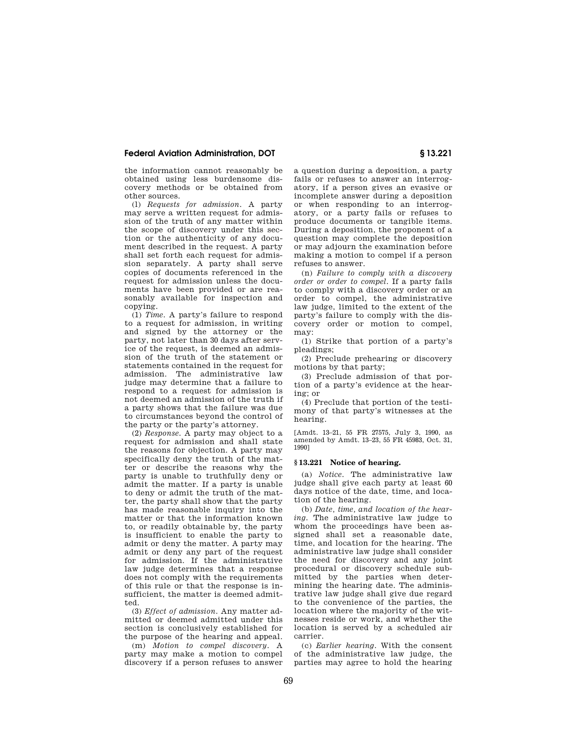the information cannot reasonably be obtained using less burdensome discovery methods or be obtained from other sources.

(l) *Requests for admission.* A party may serve a written request for admission of the truth of any matter within the scope of discovery under this section or the authenticity of any document described in the request. A party shall set forth each request for admission separately. A party shall serve copies of documents referenced in the request for admission unless the documents have been provided or are reasonably available for inspection and copying.

(1) *Time.* A party's failure to respond to a request for admission, in writing and signed by the attorney or the party, not later than 30 days after service of the request, is deemed an admission of the truth of the statement or statements contained in the request for admission. The administrative law judge may determine that a failure to respond to a request for admission is not deemed an admission of the truth if a party shows that the failure was due to circumstances beyond the control of the party or the party's attorney.

(2) *Response.* A party may object to a request for admission and shall state the reasons for objection. A party may specifically deny the truth of the matter or describe the reasons why the party is unable to truthfully deny or admit the matter. If a party is unable to deny or admit the truth of the matter, the party shall show that the party has made reasonable inquiry into the matter or that the information known to, or readily obtainable by, the party is insufficient to enable the party to admit or deny the matter. A party may admit or deny any part of the request for admission. If the administrative law judge determines that a response does not comply with the requirements of this rule or that the response is insufficient, the matter is deemed admitted.

(3) *Effect of admission.* Any matter admitted or deemed admitted under this section is conclusively established for the purpose of the hearing and appeal.

(m) *Motion to compel discovery.* A party may make a motion to compel discovery if a person refuses to answer a question during a deposition, a party fails or refuses to answer an interrogatory, if a person gives an evasive or incomplete answer during a deposition or when responding to an interrogatory, or a party fails or refuses to produce documents or tangible items. During a deposition, the proponent of a question may complete the deposition or may adjourn the examination before making a motion to compel if a person refuses to answer.

(n) *Failure to comply with a discovery order or order to compel.* If a party fails to comply with a discovery order or an order to compel, the administrative law judge, limited to the extent of the party's failure to comply with the discovery order or motion to compel, may:

(1) Strike that portion of a party's pleadings;

(2) Preclude prehearing or discovery motions by that party;

(3) Preclude admission of that portion of a party's evidence at the hearing; or

(4) Preclude that portion of the testimony of that party's witnesses at the hearing.

[Amdt. 13–21, 55 FR 27575, July 3, 1990, as amended by Amdt. 13–23, 55 FR 45983, Oct. 31, 1990]

### § 13.221 Notice of hearing.

(a) *Notice.* The administrative law judge shall give each party at least 60 days notice of the date, time, and location of the hearing.

(b) *Date, time, and location of the hearing.* The administrative law judge to whom the proceedings have been assigned shall set a reasonable date, time, and location for the hearing. The administrative law judge shall consider the need for discovery and any joint procedural or discovery schedule submitted by the parties when determining the hearing date. The administrative law judge shall give due regard to the convenience of the parties, the location where the majority of the witnesses reside or work, and whether the location is served by a scheduled air carrier.

(c) *Earlier hearing.* With the consent of the administrative law judge, the parties may agree to hold the hearing